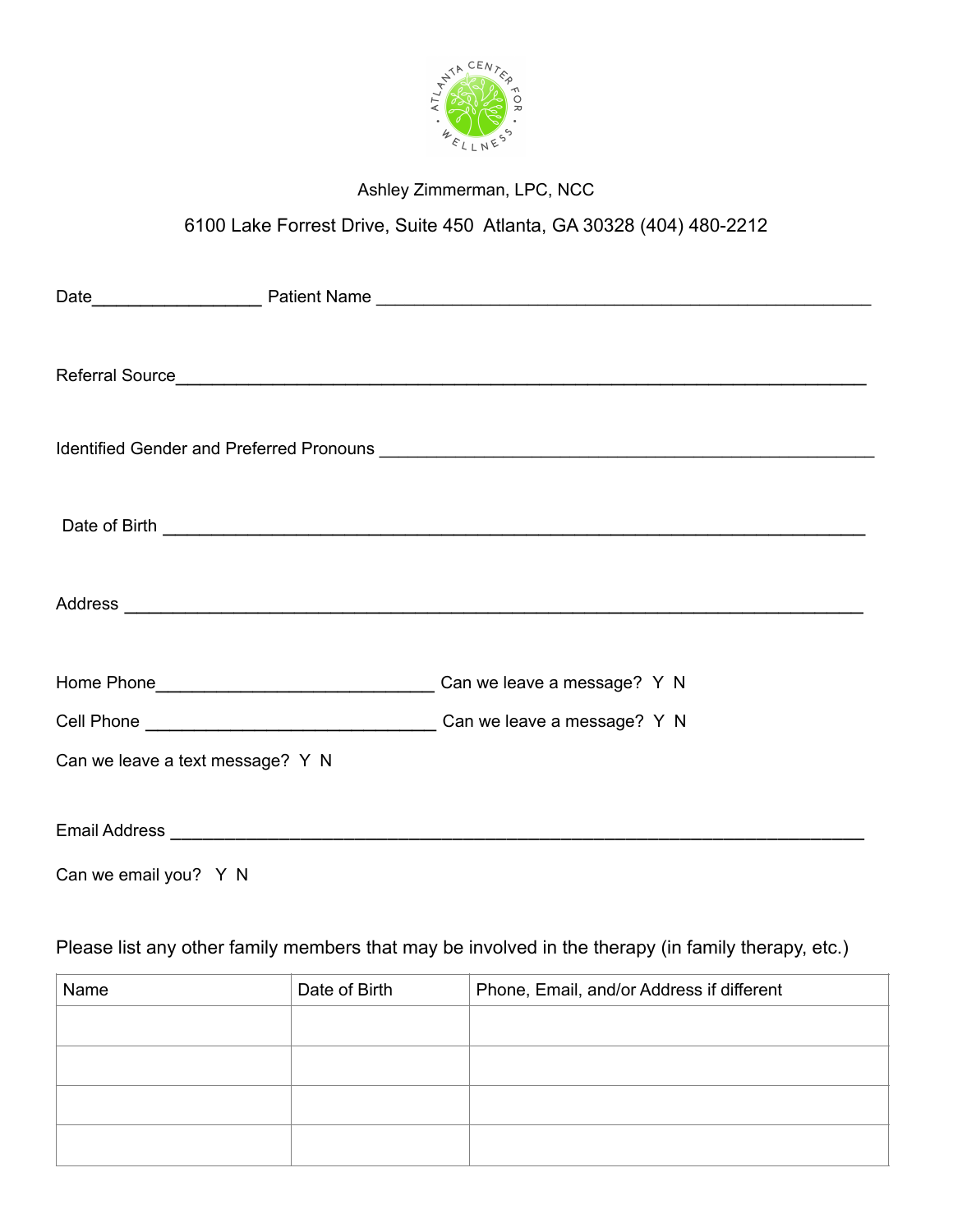Ashley Zimmerman, LPC, NCC

6100 Lake Forrest Drive, Suite 450 Atlanta, GA 30328 (404) 480-2212

Date__________________ Patient Name ________________________________________________

Referral Source____________________________________________________________________

Identified Gender and Preferred Pronouns ________________________________________________

Date of Birth _____________________________________________________________________

Address _________________________________________________________________________

Home Phone_____________________________ Can we leave a message? Y N

Cell Phone ______________________________ Can we leave a message? Y N

Can we leave a text message? Y N

Email Address _____________________________________________________________________

Can we email you? Y N

Please list any other family members that may be involved in the therapy (in family therapy, etc.)

| Name | Date of Birth | Phone, Email, and/or Address if different |
|---|---|---|
| | | |
| | | |
| | | |
| | | |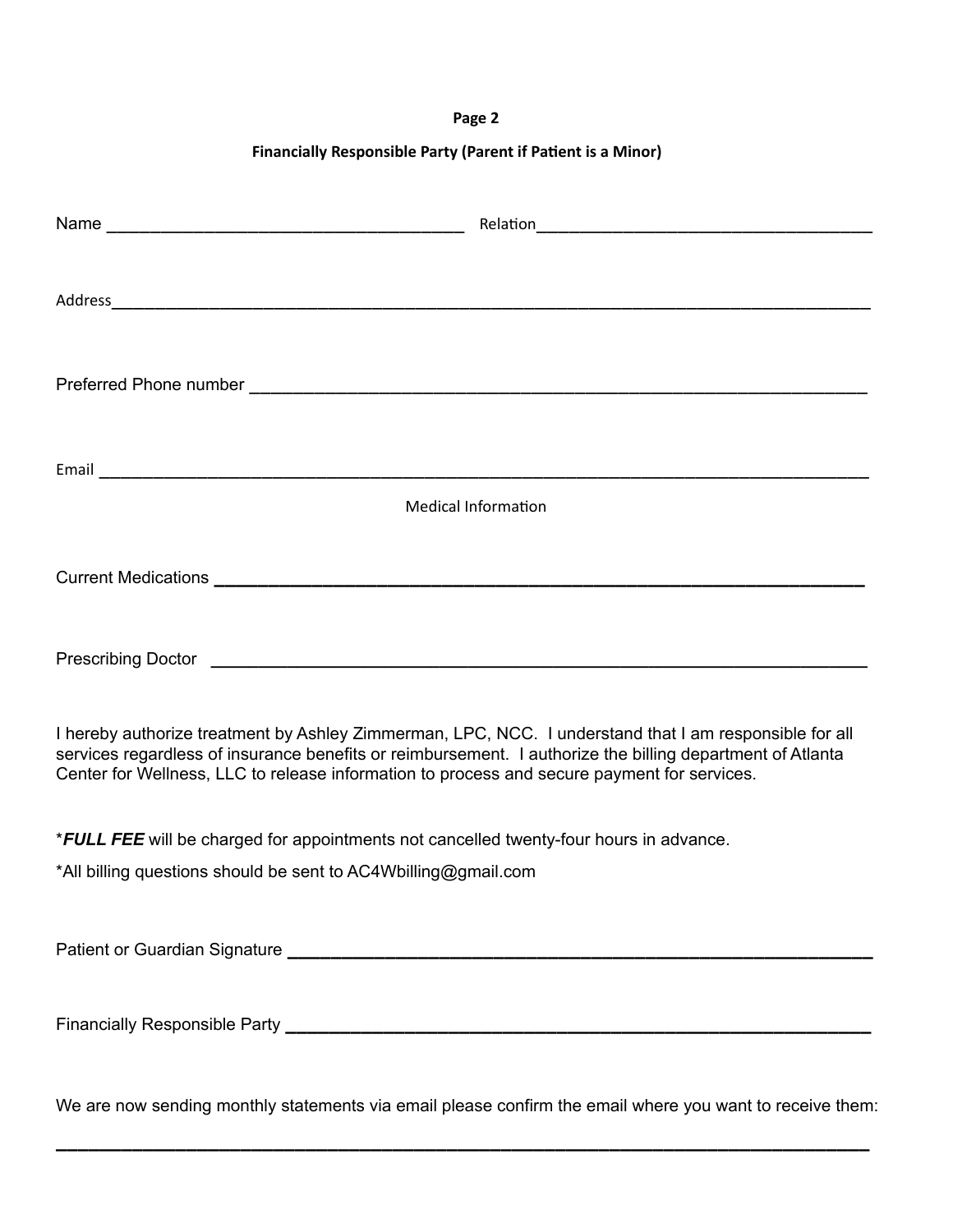**Page 2**

**Financially Responsible Party (Parent if Patient is a Minor)**

Name ____________________________________ Relation____________________________________

Address__________________________________________________________________________________

Preferred Phone number ________________________________________________________________

Email ____________________________________________________________________________________

Medical Information

Current Medications ___________________________________________________________________

Prescribing Doctor ____________________________________________________________________

I hereby authorize treatment by Ashley Zimmerman, LPC, NCC. I understand that I am responsible for all services regardless of insurance benefits or reimbursement. I authorize the billing department of Atlanta Center for Wellness, LLC to release information to process and secure payment for services.

****FULL FEE*** will be charged for appointments not cancelled twenty-four hours in advance.

*All billing questions should be sent to AC4Wbilling@gmail.com

Patient or Guardian Signature ________________________________________________________

Financially Responsible Party ________________________________________________________

We are now sending monthly statements via email please confirm the email where you want to receive them:

__________________________________________________________________________________________